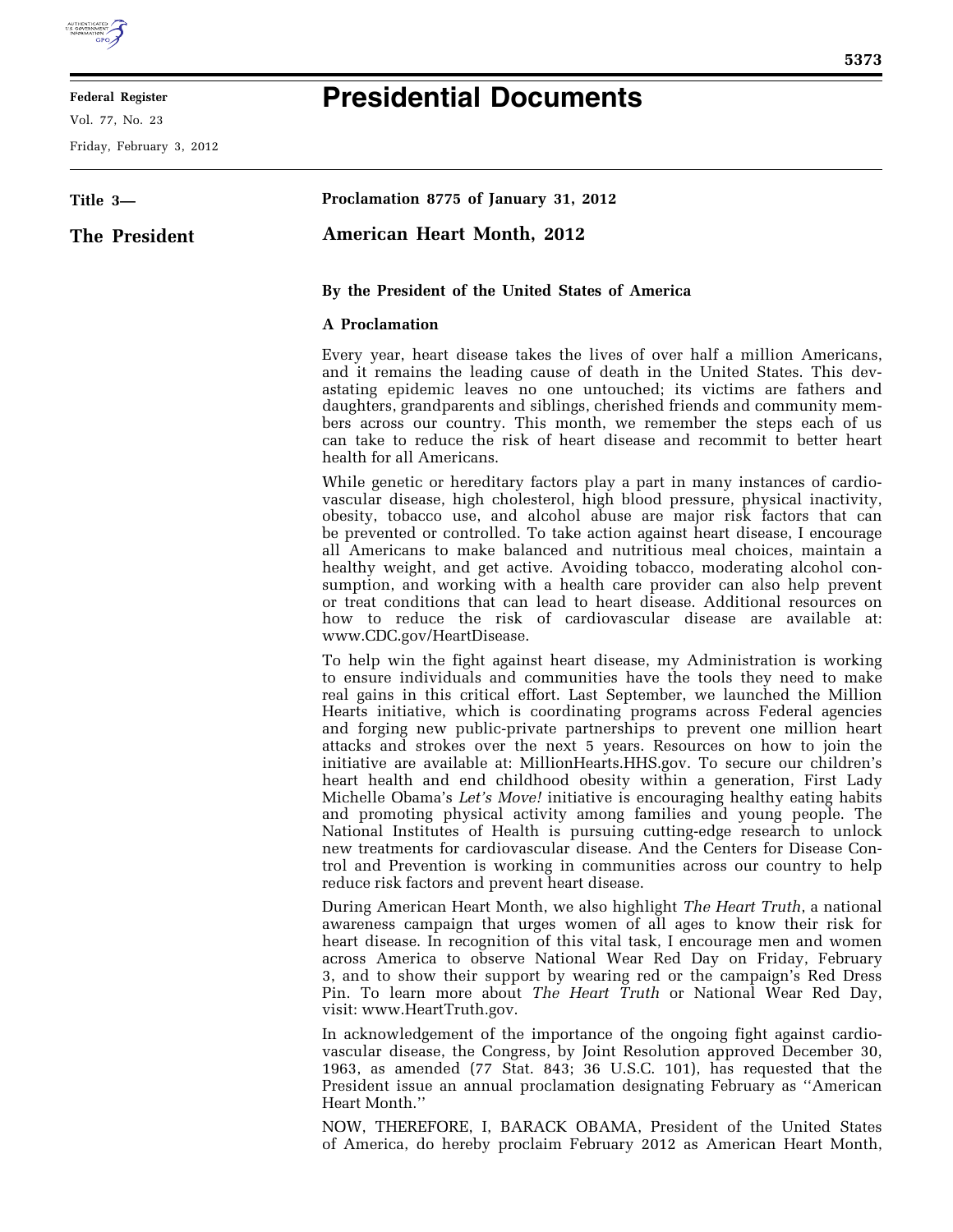**Federal Register**

Vol. 77, No. 23

Friday, February 3, 2012

# Presidential Documents

**Title 3—**

**The President**

## Proclamation 8775 of January 31, 2012

## American Heart Month, 2012

**By the President of the United States of America**

**A Proclamation**

Every year, heart disease takes the lives of over half a million Americans, and it remains the leading cause of death in the United States. This devastating epidemic leaves no one untouched; its victims are fathers and daughters, grandparents and siblings, cherished friends and community members across our country. This month, we remember the steps each of us can take to reduce the risk of heart disease and recommit to better heart health for all Americans.

While genetic or hereditary factors play a part in many instances of cardiovascular disease, high cholesterol, high blood pressure, physical inactivity, obesity, tobacco use, and alcohol abuse are major risk factors that can be prevented or controlled. To take action against heart disease, I encourage all Americans to make balanced and nutritious meal choices, maintain a healthy weight, and get active. Avoiding tobacco, moderating alcohol consumption, and working with a health care provider can also help prevent or treat conditions that can lead to heart disease. Additional resources on how to reduce the risk of cardiovascular disease are available at: www.CDC.gov/HeartDisease.

To help win the fight against heart disease, my Administration is working to ensure individuals and communities have the tools they need to make real gains in this critical effort. Last September, we launched the Million Hearts initiative, which is coordinating programs across Federal agencies and forging new public-private partnerships to prevent one million heart attacks and strokes over the next 5 years. Resources on how to join the initiative are available at: MillionHearts.HHS.gov. To secure our children's heart health and end childhood obesity within a generation, First Lady Michelle Obama's *Let's Move!* initiative is encouraging healthy eating habits and promoting physical activity among families and young people. The National Institutes of Health is pursuing cutting-edge research to unlock new treatments for cardiovascular disease. And the Centers for Disease Control and Prevention is working in communities across our country to help reduce risk factors and prevent heart disease.

During American Heart Month, we also highlight *The Heart Truth*, a national awareness campaign that urges women of all ages to know their risk for heart disease. In recognition of this vital task, I encourage men and women across America to observe National Wear Red Day on Friday, February 3, and to show their support by wearing red or the campaign's Red Dress Pin. To learn more about *The Heart Truth* or National Wear Red Day, visit: www.HeartTruth.gov.

In acknowledgement of the importance of the ongoing fight against cardiovascular disease, the Congress, by Joint Resolution approved December 30, 1963, as amended (77 Stat. 843; 36 U.S.C. 101), has requested that the President issue an annual proclamation designating February as ''American Heart Month.''

NOW, THEREFORE, I, BARACK OBAMA, President of the United States of America, do hereby proclaim February 2012 as American Heart Month,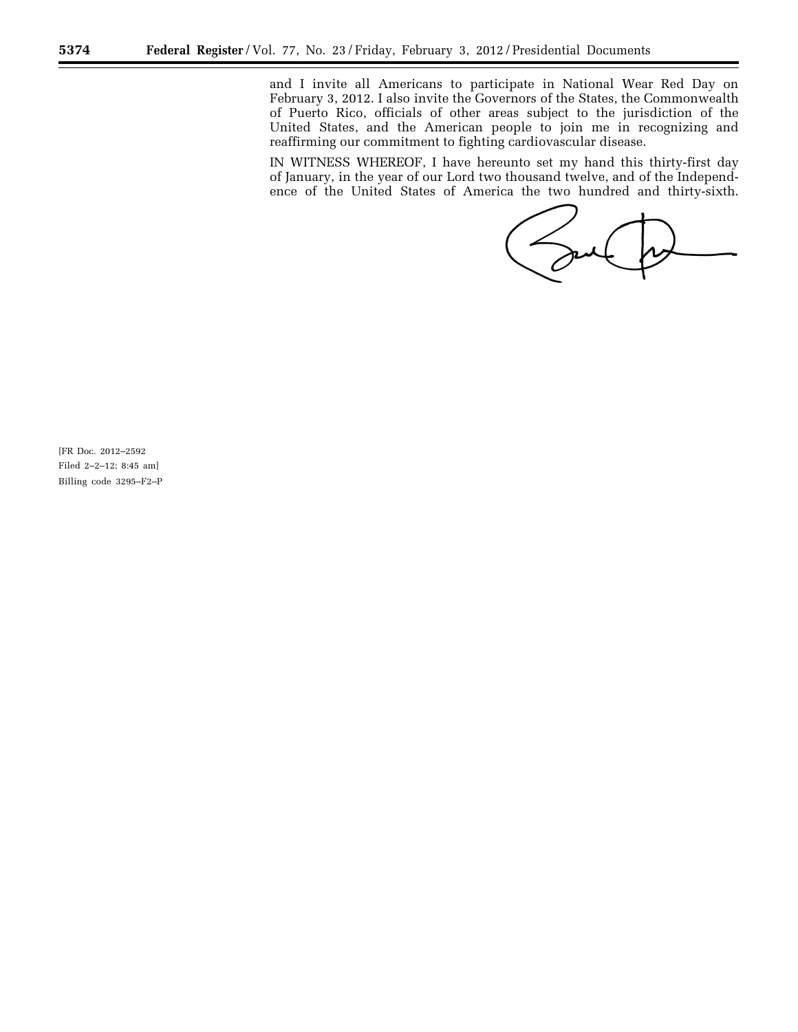and I invite all Americans to participate in National Wear Red Day on February 3, 2012. I also invite the Governors of the States, the Commonwealth of Puerto Rico, officials of other areas subject to the jurisdiction of the United States, and the American people to join me in recognizing and reaffirming our commitment to fighting cardiovascular disease.

IN WITNESS WHEREOF, I have hereunto set my hand this thirty-first day of January, in the year of our Lord two thousand twelve, and of the Independence of the United States of America the two hundred and thirty-sixth.

[FR Doc. 2012–2592
Filed 2–2–12; 8:45 am]
Billing code 3295–F2–P